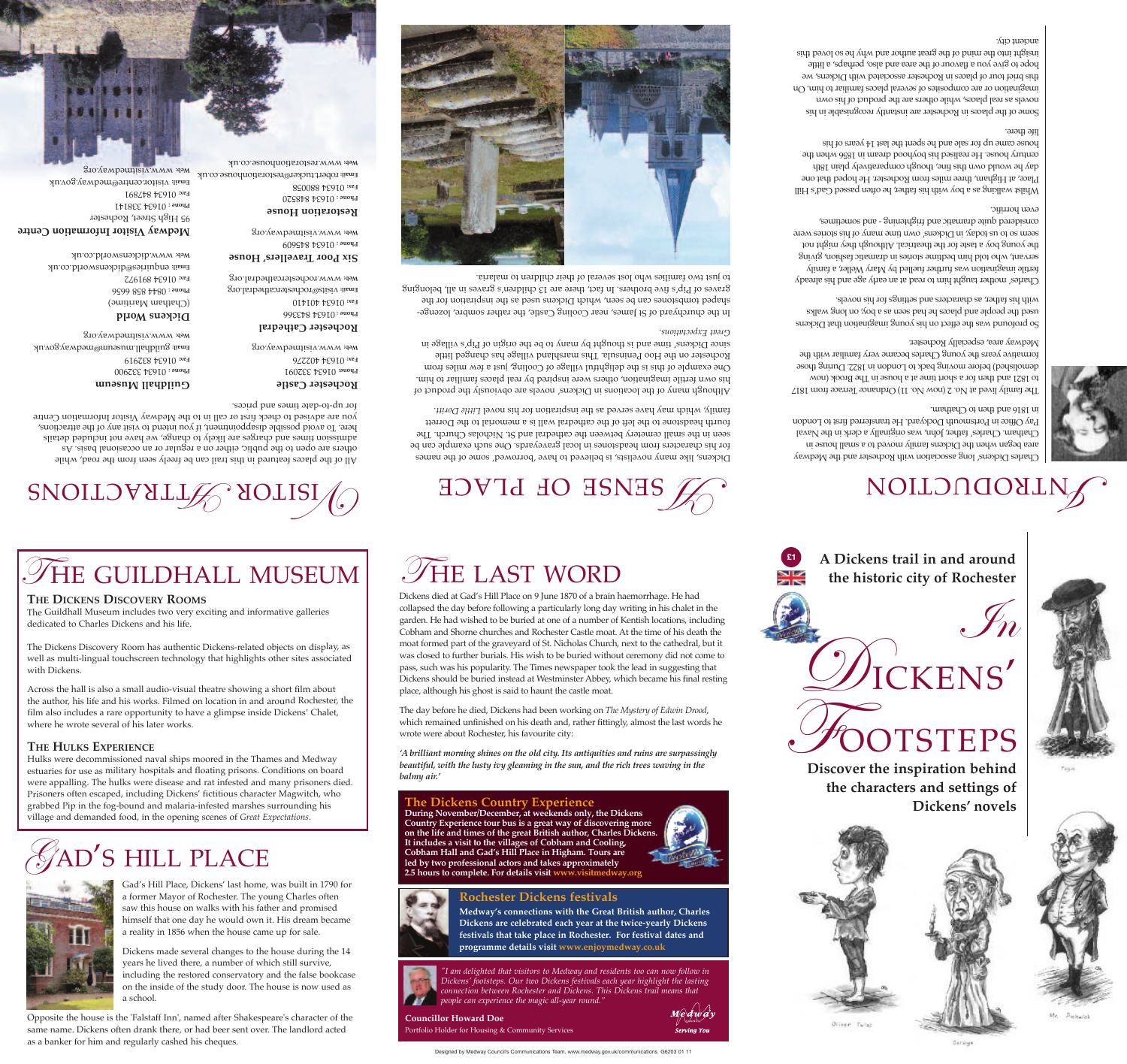£1

**A Dickens trail in and around the historic city of Rochester**

# In Dickens' Footsteps

**Discover the inspiration behind the characters and settings of Dickens' novels**

# Introduction

Charles Dickens' long association with Rochester and the Medway area began when the Dickens family moved to a small house in Chatham. Charles' father, John, was originally a clerk in the Naval Pay Office in Portsmouth Dockyard. He transferred first to London in 1816 and then to Chatham.

The family lived at No. 2 (now No. 11) Ordnance Terrace from 1817 to 1821 and then for a short time at a house in The Brook (now demolished) before moving back to London in 1822. During those formative years the young Charles became very familiar with the Medway area, especially Rochester.

So profound was the effect on his young imagination that Dickens used the people and places he had seen as a boy on long walks with his father, as characters and settings for his novels.

Charles' mother taught him to read at an early age and his already fertile imagination was further fuelled by Mary Weller, a family servant, who told him bedtime stories in dramatic fashion, giving the young boy a taste for the theatrical. Although they might not seem so to us today, in Dickens' own time many of his stories were considered quite dramatic and frightening - and sometimes, even horrific.

Whilst walking as a boy with his father, he often passed Gad's Hill Place, at Higham, three miles from Rochester. He hoped that one day he would own this fine, though comparatively plain 18th century house. He realised his boyhood dream in 1856 when the house came up for sale and he spent the last 14 years of his life there.

Some of the places in Rochester are instantly recognisable in his novels as real places, while others are the product of his own imagination or are composites of several places familiar to him. On this brief tour of places in Rochester associated with Dickens, we hope to give you a flavour of the area and also, perhaps, a little insight into the mind of the great author and why he so loved this ancient city.

# A Sense of Place

Dickens, like many novelists, is believed to have 'borrowed' some of the names for his characters from headstones in local graveyards. One such example can be seen in the small cemetery between the cathedral and St. Nicholas Church. The fourth headstone to the left of the cathedral wall is a memorial to the Dorrett family, which may have served as the inspiration for his novel *Little Dorrit*.

Although many of the locations in Dickens' novels are obviously the product of his own fertile imagination, others were inspired by real places familiar to him. One example of this is the delightful village of Cooling, just a few miles from Rochester on the Hoo Peninsula. This marshland village has changed little since Dickens' time and is thought by many to be the origin of Pip's village in *Great Expectations*.

In the churchyard of St James, near Cooling Castle, the rather sombre, lozenge-shaped tombstones can be seen, which Dickens used as the inspiration for the graves of Pip's five brothers. In fact, there are 13 children's graves in all, belonging to just two families who lost several of their children to malaria.

# Visitor Attractions

All of the places featured in this trail can be freely seen from the road, while others are open to the public, either on a regular or an occasional basis. As admission times and charges are likely to change, we have not included details here. To avoid possible disappointment, if you intend to visit any of the attractions, you are advised to check first or call in to the Medway Visitor Information Centre for up-to-date times and prices.

**Rochester Castle**
Phone: 01634 332901
Fax: 01634 402276
Web: www.visitmedway.org

**Rochester Cathedral**
Phone: 01634 843366
Fax: 01634 401410
Email: visits@rochestercathedral.org
Web: www.rochestercathedral.org

**Six Poor Travellers' House**
Phone: 01634 845609
Web: www.visitmedway.org

**Restoration House**
Phone: 01634 848520
Fax: 01634 880058
Email: robert.tucker@restorationhouse.co.uk
Web: www.restorationhouse.co.uk

**Guildhall Museum**
Phone: 01634 332900
Fax: 01634 832919
Email: guildhall.museum@medway.gov.uk
Web: www.visitmedway.org

**Dickens World**
(Chatham Maritime)
Phone: 0844 858 6656
Fax: 01634 891972
Email: enquiries@dickensworld.co.uk
Web: www.dickensworld.co.uk

**Medway Visitor Information Centre**
95 High Street, Rochester
Phone: 01634 338141
Fax: 01634 847891
Email: visitor.centre@medway.gov.uk
Web: www.visitmedway.org

# The Last Word

Dickens died at Gad's Hill Place on 9 June 1870 of a brain haemorrhage. He had collapsed the day before following a particularly long day writing in his chalet in the garden. He had wished to be buried at one of a number of Kentish locations, including Cobham and Shorne churches and Rochester Castle moat. At the time of his death the moat formed part of the graveyard of St. Nicholas Church, next to the cathedral, but it was closed to further burials. His wish to be buried without ceremony did not come to pass, such was his popularity. The Times newspaper took the lead in suggesting that Dickens should be buried instead at Westminster Abbey, which became his final resting place, although his ghost is said to haunt the castle moat.

The day before he died, Dickens had been working on *The Mystery of Edwin Drood*, which remained unfinished on his death and, rather fittingly, almost the last words he wrote were about Rochester, his favourite city:

***'A brilliant morning shines on the old city. Its antiquities and ruins are surpassingly beautiful, with the lusty ivy gleaming in the sun, and the rich trees waving in the balmy air.'***

## The Dickens Country Experience

**During November/December, at weekends only, the Dickens Country Experience tour bus is a great way of discovering more on the life and times of the great British author, Charles Dickens. It includes a visit to the villages of Cobham and Cooling, Cobham Hall and Gad's Hill Place in Higham. Tours are led by two professional actors and takes approximately 2.5 hours to complete. For details visit www.visitmedway.org**

## Rochester Dickens festivals

**Medway's connections with the Great British author, Charles Dickens are celebrated each year at the twice-yearly Dickens festivals that take place in Rochester. For festival dates and programme details visit www.enjoymedway.co.uk**

*"I am delighted that visitors to Medway and residents too can now follow in Dickens' footsteps. Our two Dickens festivals each year highlight the lasting connection between Rochester and Dickens. This Dickens trail means that people can experience the magic all-year round."*

**Councillor Howard Doe**
Portfolio Holder for Housing & Community Services

Medway — Serving You

# The Guildhall Museum

### The Dickens Discovery Rooms

The Guildhall Museum includes two very exciting and informative galleries dedicated to Charles Dickens and his life.

The Dickens Discovery Room has authentic Dickens-related objects on display, as well as multi-lingual touchscreen technology that highlights other sites associated with Dickens.

Across the hall is also a small audio-visual theatre showing a short film about the author, his life and his works. Filmed on location in and around Rochester, the film also includes a rare opportunity to have a glimpse inside Dickens' Chalet, where he wrote several of his later works.

### The Hulks Experience

Hulks were decommissioned naval ships moored in the Thames and Medway estuaries for use as military hospitals and floating prisons. Conditions on board were appalling. The hulks were disease and rat infested and many prisoners died. Prisoners often escaped, including Dickens' fictitious character Magwitch, who grabbed Pip in the fog-bound and malaria-infested marshes surrounding his village and demanded food, in the opening scenes of *Great Expectations*.

# Gad's Hill Place

Gad's Hill Place, Dickens' last home, was built in 1790 for a former Mayor of Rochester. The young Charles often saw this house on walks with his father and promised himself that one day he would own it. His dream became a reality in 1856 when the house came up for sale.

Dickens made several changes to the house during the 14 years he lived there, a number of which still survive, including the restored conservatory and the false bookcase on the inside of the study door. The house is now used as a school.

Opposite the house is the 'Falstaff Inn', named after Shakespeare's character of the same name. Dickens often drank there, or had beer sent over. The landlord acted as a banker for him and regularly cashed his cheques.

Designed by Medway Council's Communications Team. www.medway.gov.uk/communications G6203 01 11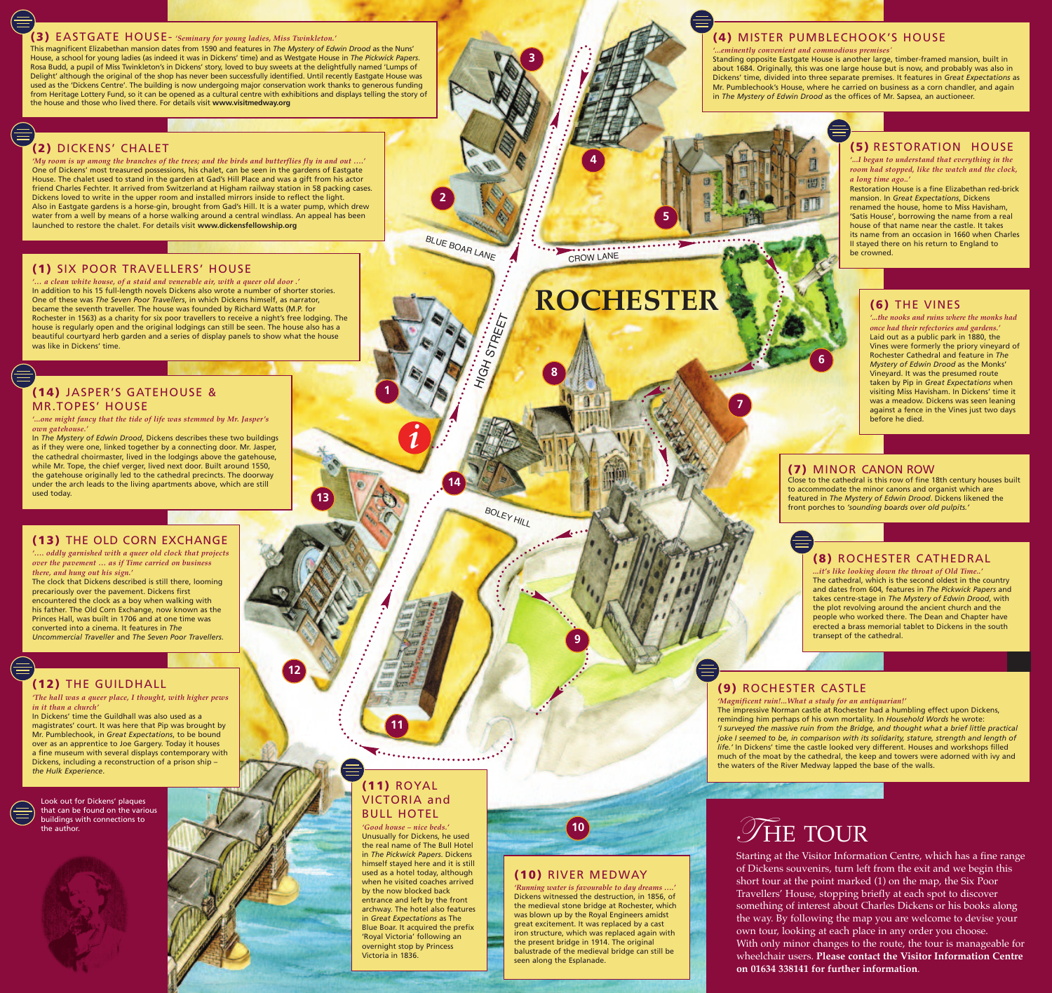## (3) EASTGATE HOUSE- *'Seminary for young ladies, Miss Twinkleton.'*

This magnificent Elizabethan mansion dates from 1590 and features in *The Mystery of Edwin Drood* as the Nuns' House, a school for young ladies (as indeed it was in Dickens' time) and as Westgate House in *The Pickwick Papers*. Rosa Budd, a pupil of Miss Twinkleton's in Dickens' story, loved to buy sweets at the delightfully named 'Lumps of Delight' although the original of the shop has never been successfully identified. Until recently Eastgate House was used as the 'Dickens Centre'. The building is now undergoing major conservation work thanks to generous funding from Heritage Lottery Fund, so it can be opened as a cultural centre with exhibitions and displays telling the story of the house and those who lived there. For details visit **www.visitmedway.org**

## (2) DICKENS' CHALET

*'My room is up among the branches of the trees; and the birds and butterflies fly in and out ....'*

One of Dickens' most treasured possessions, his chalet, can be seen in the gardens of Eastgate House. The chalet used to stand in the garden at Gad's Hill Place and was a gift from his actor friend Charles Fechter. It arrived from Switzerland at Higham railway station in 58 packing cases. Dickens loved to write in the upper room and installed mirrors inside to reflect the light. Also in Eastgate gardens is a horse-gin, brought from Gad's Hill. It is a water pump, which drew water from a well by means of a horse walking around a central windlass. An appeal has been launched to restore the chalet. For details visit **www.dickensfellowship.org**

## (1) SIX POOR TRAVELLERS' HOUSE

*'... a clean white house, of a staid and venerable air, with a queer old door .'*

In addition to his 15 full-length novels Dickens also wrote a number of shorter stories. One of these was *The Seven Poor Travellers*, in which Dickens himself, as narrator, became the seventh traveller. The house was founded by Richard Watts (M.P. for Rochester in 1563) as a charity for six poor travellers to receive a night's free lodging. The house is regularly open and the original lodgings can still be seen. The house also has a beautiful courtyard herb garden and a series of display panels to show what the house was like in Dickens' time.

## (14) JASPER'S GATEHOUSE & MR.TOPES' HOUSE

*'...one might fancy that the tide of life was stemmed by Mr. Jasper's own gatehouse.'*

In *The Mystery of Edwin Drood*, Dickens describes these two buildings as if they were one, linked together by a connecting door. Mr. Jasper, the cathedral choirmaster, lived in the lodgings above the gatehouse, while Mr. Tope, the chief verger, lived next door. Built around 1550, the gatehouse originally led to the cathedral precincts. The doorway under the arch leads to the living apartments above, which are still used today.

## (13) THE OLD CORN EXCHANGE

*'.... oddly garnished with a queer old clock that projects over the pavement ... as if Time carried on business there, and hung out his sign.'*

The clock that Dickens described is still there, looming precariously over the pavement. Dickens first encountered the clock as a boy when walking with his father. The Old Corn Exchange, now known as the Princes Hall, was built in 1706 and at one time was converted into a cinema. It features in *The Uncommercial Traveller* and *The Seven Poor Travellers*.

## (12) THE GUILDHALL

*'The hall was a queer place, I thought, with higher pews in it than a church'*

In Dickens' time the Guildhall was also used as a magistrates' court. It was here that Pip was brought by Mr. Pumblechook, in *Great Expectations*, to be bound over as an apprentice to Joe Gargery. Today it houses a fine museum with several displays contemporary with Dickens, including a reconstruction of a prison ship – *the Hulk Experience*.

Look out for Dickens' plaques that can be found on the various buildings with connections to the author.

## (4) MISTER PUMBLECHOOK'S HOUSE

*'...eminently convenient and commodious premises'*

Standing opposite Eastgate House is another large, timber-framed mansion, built in about 1684. Originally, this was one large house but is now, and probably was also in Dickens' time, divided into three separate premises. It features in *Great Expectations* as Mr. Pumblechook's House, where he carried on business as a corn chandler, and again in *The Mystery of Edwin Drood* as the offices of Mr. Sapsea, an auctioneer.

## (5) RESTORATION HOUSE

*'...I began to understand that everything in the room had stopped, like the watch and the clock, a long time ago..'*

Restoration House is a fine Elizabethan red-brick mansion. In *Great Expectations*, Dickens renamed the house, home to Miss Havisham, 'Satis House', borrowing the name from a real house of that name near the castle. It takes its name from an occasion in 1660 when Charles II stayed there on his return to England to be crowned.

## (6) THE VINES

*'...the nooks and ruins where the monks had once had their refectories and gardens.'*

Laid out as a public park in 1880, the Vines were formerly the priory vineyard of Rochester Cathedral and feature in *The Mystery of Edwin Drood* as the Monks' Vineyard. It was the presumed route taken by Pip in *Great Expectations* when visiting Miss Havisham. In Dickens' time it was a meadow. Dickens was seen leaning against a fence in the Vines just two days before he died.

## (7) MINOR CANON ROW

Close to the cathedral is this row of fine 18th century houses built to accommodate the minor canons and organist which are featured in *The Mystery of Edwin Drood*. Dickens likened the front porches to *'sounding boards over old pulpits.'*

## (8) ROCHESTER CATHEDRAL

*...it's like looking down the throat of Old Time..'*

The cathedral, which is the second oldest in the country and dates from 604, features in *The Pickwick Papers* and takes centre-stage in *The Mystery of Edwin Drood*, with the plot revolving around the ancient church and the people who worked there. The Dean and Chapter have erected a brass memorial tablet to Dickens in the south transept of the cathedral.

## (9) ROCHESTER CASTLE

*'Magnificent ruin!...What a study for an antiquarian!'*

The impressive Norman castle at Rochester had a humbling effect upon Dickens, reminding him perhaps of his own mortality. In *Household Words* he wrote: *'I surveyed the massive ruin from the Bridge, and thought what a brief little practical joke I seemed to be, in comparison with its solidarity, stature, strength and length of life.'* In Dickens' time the castle looked very different. Houses and workshops filled much of the moat by the cathedral, the keep and towers were adorned with ivy and the waters of the River Medway lapped the base of the walls.

## (11) ROYAL VICTORIA and BULL HOTEL

*'Good house – nice beds.'*

Unusually for Dickens, he used the real name of The Bull Hotel in *The Pickwick Papers*. Dickens himself stayed here and it is still used as a hotel today, although when he visited coaches arrived by the now blocked back entrance and left by the front archway. The hotel also features in *Great Expectations* as The Blue Boar. It acquired the prefix 'Royal Victoria' following an overnight stop by Princess Victoria in 1836.

## (10) RIVER MEDWAY

*'Running water is favourable to day dreams ....'*

Dickens witnessed the destruction, in 1856, of the medieval stone bridge at Rochester, which was blown up by the Royal Engineers amidst great excitement. It was replaced by a cast iron structure, which was replaced again with the present bridge in 1914. The original balustrade of the medieval bridge can still be seen along the Esplanade.

ROCHESTER

BLUE BOAR LANE

CROW LANE

HIGH STREET

BOLEY HILL

# THE TOUR

Starting at the Visitor Information Centre, which has a fine range of Dickens souvenirs, turn left from the exit and we begin this short tour at the point marked (1) on the map, the Six Poor Travellers' House, stopping briefly at each spot to discover something of interest about Charles Dickens or his books along the way. By following the map you are welcome to devise your own tour, looking at each place in any order you choose.

With only minor changes to the route, the tour is manageable for wheelchair users. **Please contact the Visitor Information Centre on 01634 338141 for further information.**